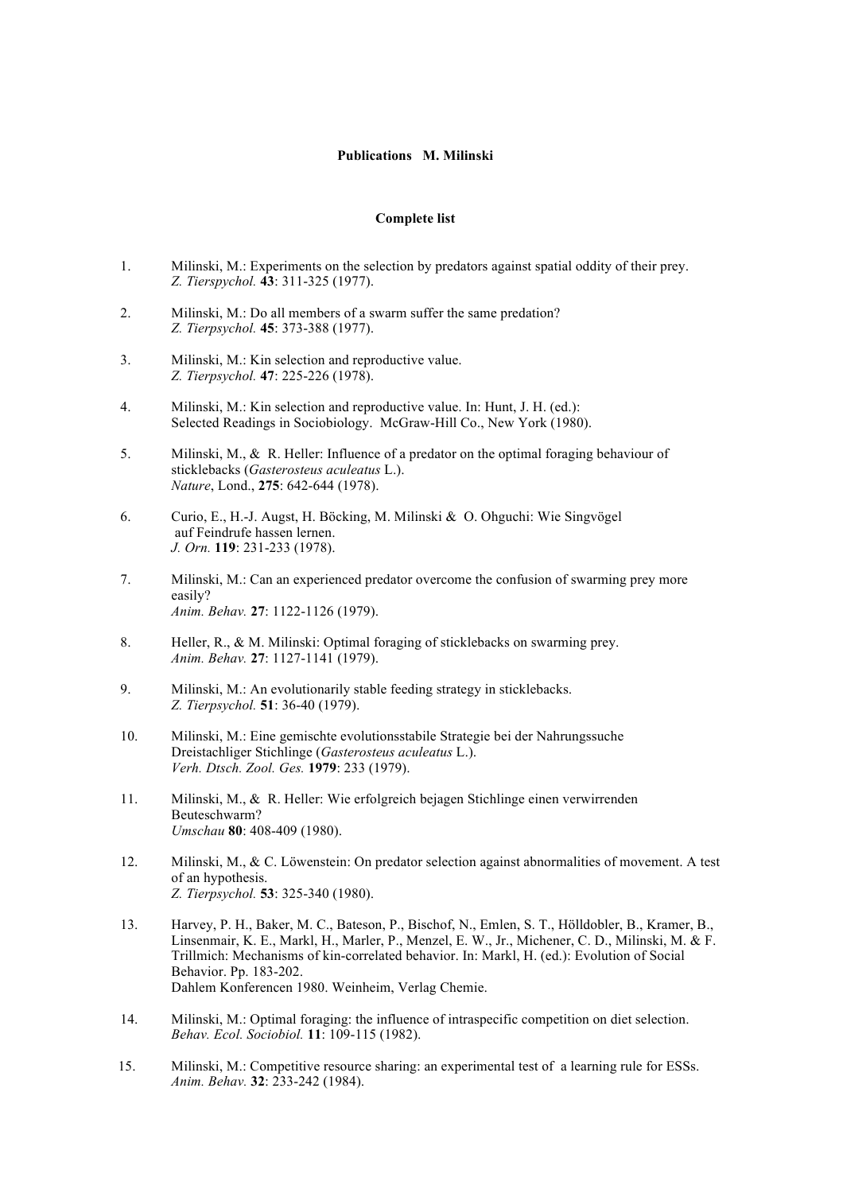**Publications M. Milinski**

**Complete list**

1. Milinski, M.: Experiments on the selection by predators against spatial oddity of their prey.
   *Z. Tierspychol.* **43**: 311-325 (1977).

2. Milinski, M.: Do all members of a swarm suffer the same predation?
   *Z. Tierpsychol.* **45**: 373-388 (1977).

3. Milinski, M.: Kin selection and reproductive value.
   *Z. Tierpsychol.* **47**: 225-226 (1978).

4. Milinski, M.: Kin selection and reproductive value. In: Hunt, J. H. (ed.):
   Selected Readings in Sociobiology. McGraw-Hill Co., New York (1980).

5. Milinski, M., & R. Heller: Influence of a predator on the optimal foraging behaviour of sticklebacks (*Gasterosteus aculeatus* L.).
   *Nature*, Lond., **275**: 642-644 (1978).

6. Curio, E., H.-J. Augst, H. Böcking, M. Milinski & O. Ohguchi: Wie Singvögel auf Feindrufe hassen lernen.
   *J. Orn.* **119**: 231-233 (1978).

7. Milinski, M.: Can an experienced predator overcome the confusion of swarming prey more easily?
   *Anim. Behav.* **27**: 1122-1126 (1979).

8. Heller, R., & M. Milinski: Optimal foraging of sticklebacks on swarming prey.
   *Anim. Behav.* **27**: 1127-1141 (1979).

9. Milinski, M.: An evolutionarily stable feeding strategy in sticklebacks.
   *Z. Tierpsychol.* **51**: 36-40 (1979).

10. Milinski, M.: Eine gemischte evolutionsstabile Strategie bei der Nahrungssuche Dreistachliger Stichlinge (*Gasterosteus aculeatus* L.).
    *Verh. Dtsch. Zool. Ges.* **1979**: 233 (1979).

11. Milinski, M., & R. Heller: Wie erfolgreich bejagen Stichlinge einen verwirrenden Beuteschwarm?
    *Umschau* **80**: 408-409 (1980).

12. Milinski, M., & C. Löwenstein: On predator selection against abnormalities of movement. A test of an hypothesis.
    *Z. Tierpsychol.* **53**: 325-340 (1980).

13. Harvey, P. H., Baker, M. C., Bateson, P., Bischof, N., Emlen, S. T., Hölldobler, B., Kramer, B., Linsenmair, K. E., Markl, H., Marler, P., Menzel, E. W., Jr., Michener, C. D., Milinski, M. & F. Trillmich: Mechanisms of kin-correlated behavior. In: Markl, H. (ed.): Evolution of Social Behavior. Pp. 183-202.
    Dahlem Konferencen 1980. Weinheim, Verlag Chemie.

14. Milinski, M.: Optimal foraging: the influence of intraspecific competition on diet selection.
    *Behav. Ecol. Sociobiol.* **11**: 109-115 (1982).

15. Milinski, M.: Competitive resource sharing: an experimental test of a learning rule for ESSs.
    *Anim. Behav.* **32**: 233-242 (1984).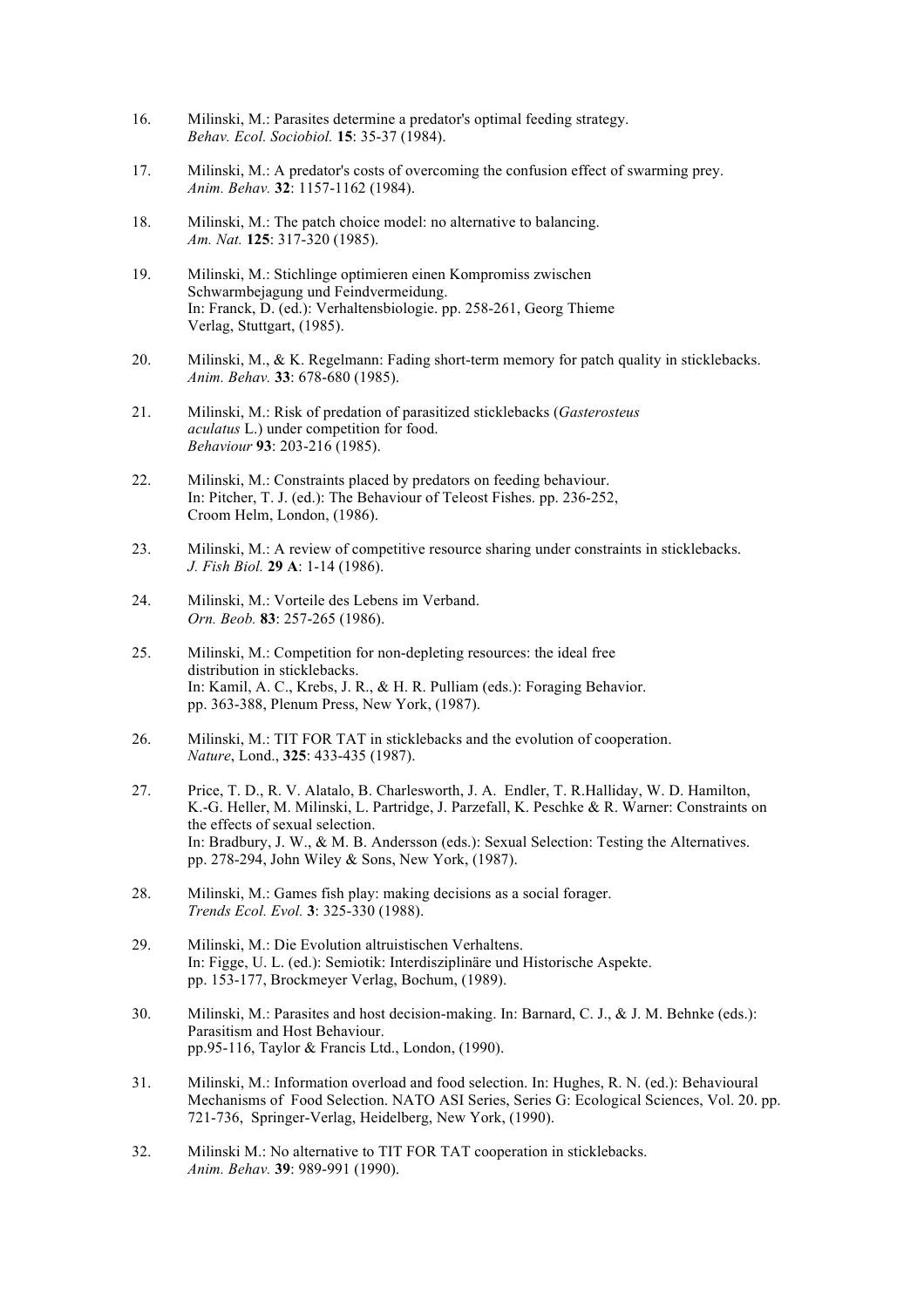16. Milinski, M.: Parasites determine a predator's optimal feeding strategy.
 *Behav. Ecol. Sociobiol.* **15**: 35-37 (1984).

17. Milinski, M.: A predator's costs of overcoming the confusion effect of swarming prey.
 *Anim. Behav.* **32**: 1157-1162 (1984).

18. Milinski, M.: The patch choice model: no alternative to balancing.
 *Am. Nat.* **125**: 317-320 (1985).

19. Milinski, M.: Stichlinge optimieren einen Kompromiss zwischen Schwarmbejagung und Feindvermeidung.
 In: Franck, D. (ed.): Verhaltensbiologie. pp. 258-261, Georg Thieme Verlag, Stuttgart, (1985).

20. Milinski, M., & K. Regelmann: Fading short-term memory for patch quality in sticklebacks.
 *Anim. Behav.* **33**: 678-680 (1985).

21. Milinski, M.: Risk of predation of parasitized sticklebacks (*Gasterosteus aculatus* L.) under competition for food.
 *Behaviour* **93**: 203-216 (1985).

22. Milinski, M.: Constraints placed by predators on feeding behaviour.
 In: Pitcher, T. J. (ed.): The Behaviour of Teleost Fishes. pp. 236-252, Croom Helm, London, (1986).

23. Milinski, M.: A review of competitive resource sharing under constraints in sticklebacks.
 *J. Fish Biol.* **29 A**: 1-14 (1986).

24. Milinski, M.: Vorteile des Lebens im Verband.
 *Orn. Beob.* **83**: 257-265 (1986).

25. Milinski, M.: Competition for non-depleting resources: the ideal free distribution in sticklebacks.
 In: Kamil, A. C., Krebs, J. R., & H. R. Pulliam (eds.): Foraging Behavior. pp. 363-388, Plenum Press, New York, (1987).

26. Milinski, M.: TIT FOR TAT in sticklebacks and the evolution of cooperation.
 *Nature*, Lond., **325**: 433-435 (1987).

27. Price, T. D., R. V. Alatalo, B. Charlesworth, J. A. Endler, T. R.Halliday, W. D. Hamilton, K.-G. Heller, M. Milinski, L. Partridge, J. Parzefall, K. Peschke & R. Warner: Constraints on the effects of sexual selection.
 In: Bradbury, J. W., & M. B. Andersson (eds.): Sexual Selection: Testing the Alternatives. pp. 278-294, John Wiley & Sons, New York, (1987).

28. Milinski, M.: Games fish play: making decisions as a social forager.
 *Trends Ecol. Evol.* **3**: 325-330 (1988).

29. Milinski, M.: Die Evolution altruistischen Verhaltens.
 In: Figge, U. L. (ed.): Semiotik: Interdisziplinäre und Historische Aspekte. pp. 153-177, Brockmeyer Verlag, Bochum, (1989).

30. Milinski, M.: Parasites and host decision-making. In: Barnard, C. J., & J. M. Behnke (eds.): Parasitism and Host Behaviour.
 pp.95-116, Taylor & Francis Ltd., London, (1990).

31. Milinski, M.: Information overload and food selection. In: Hughes, R. N. (ed.): Behavioural Mechanisms of Food Selection. NATO ASI Series, Series G: Ecological Sciences, Vol. 20. pp. 721-736, Springer-Verlag, Heidelberg, New York, (1990).

32. Milinski M.: No alternative to TIT FOR TAT cooperation in sticklebacks.
 *Anim. Behav.* **39**: 989-991 (1990).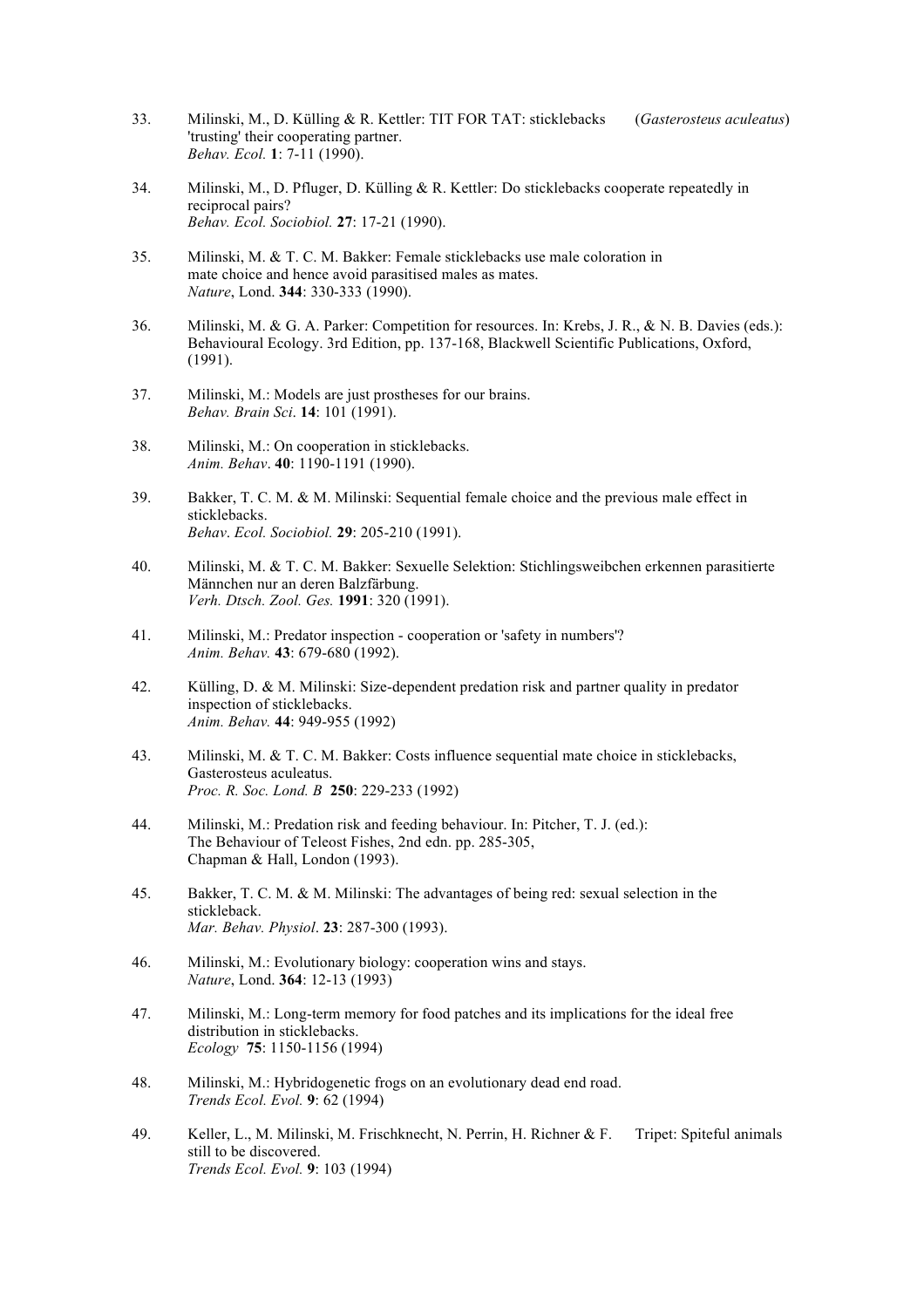33. Milinski, M., D. Külling & R. Kettler: TIT FOR TAT: sticklebacks (*Gasterosteus aculeatus*) 'trusting' their cooperating partner.
    *Behav. Ecol.* **1**: 7-11 (1990).

34. Milinski, M., D. Pfluger, D. Külling & R. Kettler: Do sticklebacks cooperate repeatedly in reciprocal pairs?
    *Behav. Ecol. Sociobiol.* **27**: 17-21 (1990).

35. Milinski, M. & T. C. M. Bakker: Female sticklebacks use male coloration in mate choice and hence avoid parasitised males as mates.
    *Nature*, Lond. **344**: 330-333 (1990).

36. Milinski, M. & G. A. Parker: Competition for resources. In: Krebs, J. R., & N. B. Davies (eds.): Behavioural Ecology. 3rd Edition, pp. 137-168, Blackwell Scientific Publications, Oxford, (1991).

37. Milinski, M.: Models are just prostheses for our brains.
    *Behav. Brain Sci*. **14**: 101 (1991).

38. Milinski, M.: On cooperation in sticklebacks.
    *Anim. Behav*. **40**: 1190-1191 (1990).

39. Bakker, T. C. M. & M. Milinski: Sequential female choice and the previous male effect in sticklebacks.
    *Behav. Ecol. Sociobiol.* **29**: 205-210 (1991).

40. Milinski, M. & T. C. M. Bakker: Sexuelle Selektion: Stichlingsweibchen erkennen parasitierte Männchen nur an deren Balzfärbung.
    *Verh. Dtsch. Zool. Ges.* **1991**: 320 (1991).

41. Milinski, M.: Predator inspection - cooperation or 'safety in numbers'?
    *Anim. Behav.* **43**: 679-680 (1992).

42. Külling, D. & M. Milinski: Size-dependent predation risk and partner quality in predator inspection of sticklebacks.
    *Anim. Behav.* **44**: 949-955 (1992)

43. Milinski, M. & T. C. M. Bakker: Costs influence sequential mate choice in sticklebacks, Gasterosteus aculeatus.
    *Proc. R. Soc. Lond. B* **250**: 229-233 (1992)

44. Milinski, M.: Predation risk and feeding behaviour. In: Pitcher, T. J. (ed.): The Behaviour of Teleost Fishes, 2nd edn. pp. 285-305, Chapman & Hall, London (1993).

45. Bakker, T. C. M. & M. Milinski: The advantages of being red: sexual selection in the stickleback.
    *Mar. Behav. Physiol*. **23**: 287-300 (1993).

46. Milinski, M.: Evolutionary biology: cooperation wins and stays.
    *Nature*, Lond. **364**: 12-13 (1993)

47. Milinski, M.: Long-term memory for food patches and its implications for the ideal free distribution in sticklebacks.
    *Ecology* **75**: 1150-1156 (1994)

48. Milinski, M.: Hybridogenetic frogs on an evolutionary dead end road.
    *Trends Ecol. Evol.* **9**: 62 (1994)

49. Keller, L., M. Milinski, M. Frischknecht, N. Perrin, H. Richner & F. Tripet: Spiteful animals still to be discovered.
    *Trends Ecol. Evol.* **9**: 103 (1994)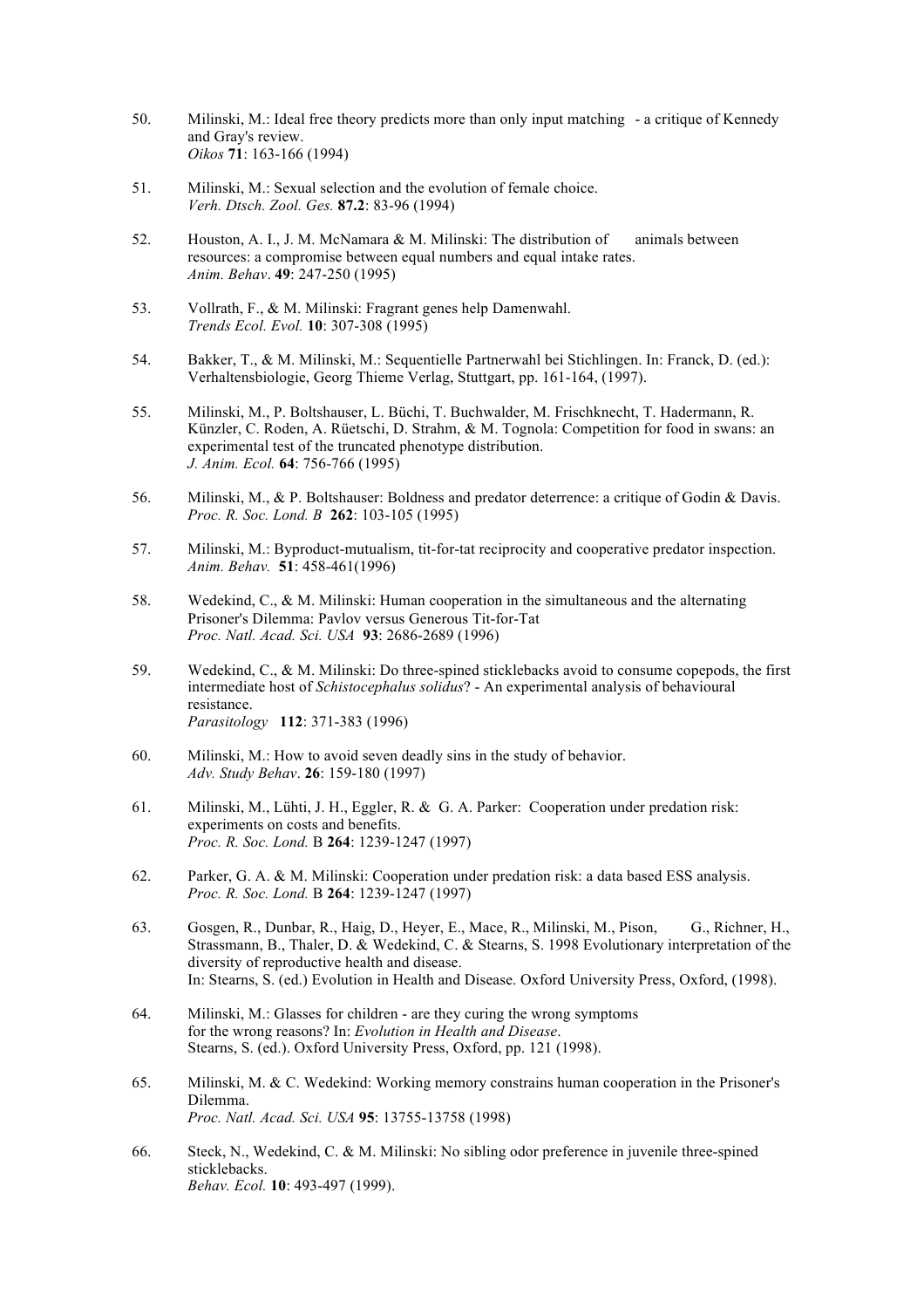50. Milinski, M.: Ideal free theory predicts more than only input matching - a critique of Kennedy and Gray's review.
*Oikos* **71**: 163-166 (1994)

51. Milinski, M.: Sexual selection and the evolution of female choice.
*Verh. Dtsch. Zool. Ges.* **87.2**: 83-96 (1994)

52. Houston, A. I., J. M. McNamara & M. Milinski: The distribution of animals between resources: a compromise between equal numbers and equal intake rates.
*Anim. Behav*. **49**: 247-250 (1995)

53. Vollrath, F., & M. Milinski: Fragrant genes help Damenwahl.
*Trends Ecol. Evol.* **10**: 307-308 (1995)

54. Bakker, T., & M. Milinski, M.: Sequentielle Partnerwahl bei Stichlingen. In: Franck, D. (ed.): Verhaltensbiologie, Georg Thieme Verlag, Stuttgart, pp. 161-164, (1997).

55. Milinski, M., P. Boltshauser, L. Büchi, T. Buchwalder, M. Frischknecht, T. Hadermann, R. Künzler, C. Roden, A. Rüetschi, D. Strahm, & M. Tognola: Competition for food in swans: an experimental test of the truncated phenotype distribution.
*J. Anim. Ecol.* **64**: 756-766 (1995)

56. Milinski, M., & P. Boltshauser: Boldness and predator deterrence: a critique of Godin & Davis.
*Proc. R. Soc. Lond. B* **262**: 103-105 (1995)

57. Milinski, M.: Byproduct-mutualism, tit-for-tat reciprocity and cooperative predator inspection.
*Anim. Behav.* **51**: 458-461(1996)

58. Wedekind, C., & M. Milinski: Human cooperation in the simultaneous and the alternating Prisoner's Dilemma: Pavlov versus Generous Tit-for-Tat
*Proc. Natl. Acad. Sci. USA* **93**: 2686-2689 (1996)

59. Wedekind, C., & M. Milinski: Do three-spined sticklebacks avoid to consume copepods, the first intermediate host of *Schistocephalus solidus*? - An experimental analysis of behavioural resistance.
*Parasitology* **112**: 371-383 (1996)

60. Milinski, M.: How to avoid seven deadly sins in the study of behavior.
*Adv. Study Behav*. **26**: 159-180 (1997)

61. Milinski, M., Lühti, J. H., Eggler, R. & G. A. Parker: Cooperation under predation risk: experiments on costs and benefits.
*Proc. R. Soc. Lond.* B **264**: 1239-1247 (1997)

62. Parker, G. A. & M. Milinski: Cooperation under predation risk: a data based ESS analysis.
*Proc. R. Soc. Lond.* B **264**: 1239-1247 (1997)

63. Gosgen, R., Dunbar, R., Haig, D., Heyer, E., Mace, R., Milinski, M., Pison, G., Richner, H., Strassmann, B., Thaler, D. & Wedekind, C. & Stearns, S. 1998 Evolutionary interpretation of the diversity of reproductive health and disease.
In: Stearns, S. (ed.) Evolution in Health and Disease. Oxford University Press, Oxford, (1998).

64. Milinski, M.: Glasses for children - are they curing the wrong symptoms for the wrong reasons? In: *Evolution in Health and Disease*.
Stearns, S. (ed.). Oxford University Press, Oxford, pp. 121 (1998).

65. Milinski, M. & C. Wedekind: Working memory constrains human cooperation in the Prisoner's Dilemma.
*Proc. Natl. Acad. Sci. USA* **95**: 13755-13758 (1998)

66. Steck, N., Wedekind, C. & M. Milinski: No sibling odor preference in juvenile three-spined sticklebacks.
*Behav. Ecol.* **10**: 493-497 (1999).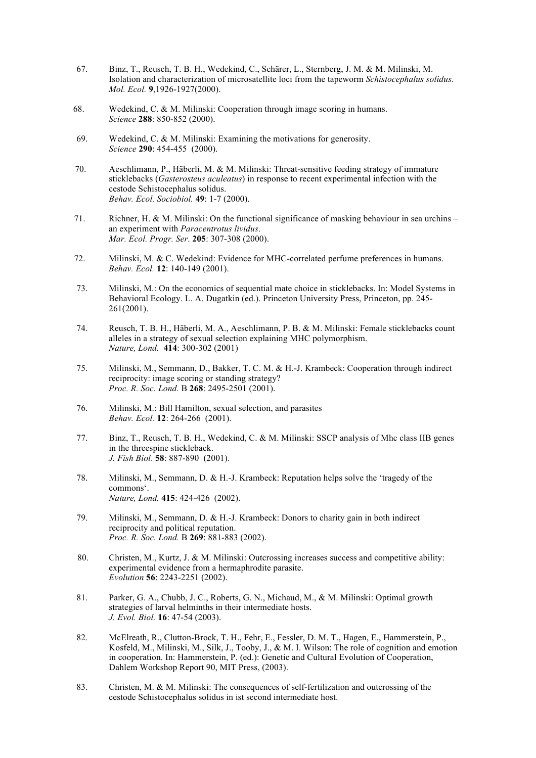67. Binz, T., Reusch, T. B. H., Wedekind, C., Schärer, L., Sternberg, J. M. & M. Milinski, M. Isolation and characterization of microsatellite loci from the tapeworm *Schistocephalus solidus*. *Mol. Ecol.* **9**,1926-1927(2000).

68. Wedekind, C. & M. Milinski: Cooperation through image scoring in humans. *Science* **288**: 850-852 (2000).

69. Wedekind, C. & M. Milinski: Examining the motivations for generosity. *Science* **290**: 454-455 (2000).

70. Aeschlimann, P., Häberli, M. & M. Milinski: Threat-sensitive feeding strategy of immature sticklebacks (*Gasterosteus aculeatus*) in response to recent experimental infection with the cestode Schistocephalus solidus. *Behav. Ecol. Sociobiol.* **49**: 1-7 (2000).

71. Richner, H. & M. Milinski: On the functional significance of masking behaviour in sea urchins – an experiment with *Paracentrotus lividus*. *Mar. Ecol. Progr. Ser*. **205**: 307-308 (2000).

72. Milinski, M. & C. Wedekind: Evidence for MHC-correlated perfume preferences in humans. *Behav. Ecol.* **12**: 140-149 (2001).

73. Milinski, M.: On the economics of sequential mate choice in sticklebacks. In: Model Systems in Behavioral Ecology. L. A. Dugatkin (ed.). Princeton University Press, Princeton, pp. 245-261(2001).

74. Reusch, T. B. H., Häberli, M. A., Aeschlimann, P. B. & M. Milinski: Female sticklebacks count alleles in a strategy of sexual selection explaining MHC polymorphism. *Nature, Lond.* **414**: 300-302 (2001)

75. Milinski, M., Semmann, D., Bakker, T. C. M. & H.-J. Krambeck: Cooperation through indirect reciprocity: image scoring or standing strategy? *Proc. R. Soc. Lond.* B **268**: 2495-2501 (2001).

76. Milinski, M.: Bill Hamilton, sexual selection, and parasites *Behav. Ecol.* **12**: 264-266 (2001).

77. Binz, T., Reusch, T. B. H., Wedekind, C. & M. Milinski: SSCP analysis of Mhc class IIB genes in the threespine stickleback. *J. Fish Biol*. **58**: 887-890 (2001).

78. Milinski, M., Semmann, D. & H.-J. Krambeck: Reputation helps solve the 'tragedy of the commons'. *Nature, Lond.* **415**: 424-426 (2002).

79. Milinski, M., Semmann, D. & H.-J. Krambeck: Donors to charity gain in both indirect reciprocity and political reputation. *Proc. R. Soc. Lond.* B **269**: 881-883 (2002).

80. Christen, M., Kurtz, J. & M. Milinski: Outcrossing increases success and competitive ability: experimental evidence from a hermaphrodite parasite. *Evolution* **56**: 2243-2251 (2002).

81. Parker, G. A., Chubb, J. C., Roberts, G. N., Michaud, M., & M. Milinski: Optimal growth strategies of larval helminths in their intermediate hosts. *J. Evol. Biol.* **16**: 47-54 (2003).

82. McElreath, R., Clutton-Brock, T. H., Fehr, E., Fessler, D. M. T., Hagen, E., Hammerstein, P., Kosfeld, M., Milinski, M., Silk, J., Tooby, J., & M. I. Wilson: The role of cognition and emotion in cooperation. In: Hammerstein, P. (ed.): Genetic and Cultural Evolution of Cooperation, Dahlem Workshop Report 90, MIT Press, (2003).

83. Christen, M. & M. Milinski: The consequences of self-fertilization and outcrossing of the cestode Schistocephalus solidus in ist second intermediate host.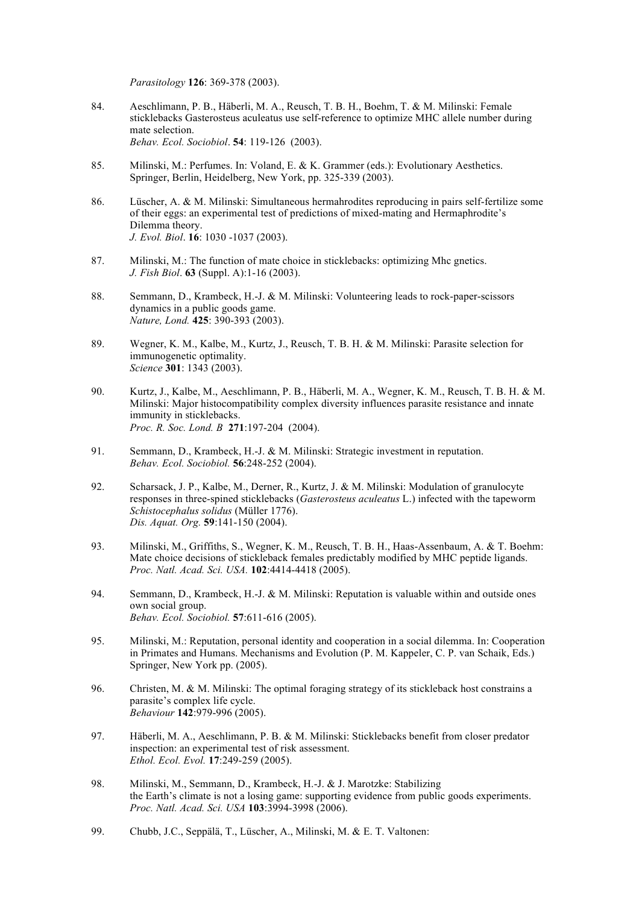*Parasitology* **126**: 369-378 (2003).

84. Aeschlimann, P. B., Häberli, M. A., Reusch, T. B. H., Boehm, T. & M. Milinski: Female sticklebacks Gasterosteus aculeatus use self-reference to optimize MHC allele number during mate selection.
*Behav. Ecol. Sociobiol*. **54**: 119-126 (2003).

85. Milinski, M.: Perfumes. In: Voland, E. & K. Grammer (eds.): Evolutionary Aesthetics. Springer, Berlin, Heidelberg, New York, pp. 325-339 (2003).

86. Lüscher, A. & M. Milinski: Simultaneous hermahrodites reproducing in pairs self-fertilize some of their eggs: an experimental test of predictions of mixed-mating and Hermaphrodite's Dilemma theory.
*J. Evol. Biol*. **16**: 1030 -1037 (2003).

87. Milinski, M.: The function of mate choice in sticklebacks: optimizing Mhc gnetics.
*J. Fish Biol*. **63** (Suppl. A):1-16 (2003).

88. Semmann, D., Krambeck, H.-J. & M. Milinski: Volunteering leads to rock-paper-scissors dynamics in a public goods game.
*Nature, Lond.* **425**: 390-393 (2003).

89. Wegner, K. M., Kalbe, M., Kurtz, J., Reusch, T. B. H. & M. Milinski: Parasite selection for immunogenetic optimality.
*Science* **301**: 1343 (2003).

90. Kurtz, J., Kalbe, M., Aeschlimann, P. B., Häberli, M. A., Wegner, K. M., Reusch, T. B. H. & M. Milinski: Major histocompatibility complex diversity influences parasite resistance and innate immunity in sticklebacks.
*Proc. R. Soc. Lond. B* **271**:197-204 (2004).

91. Semmann, D., Krambeck, H.-J. & M. Milinski: Strategic investment in reputation.
*Behav. Ecol. Sociobiol.* **56**:248-252 (2004).

92. Scharsack, J. P., Kalbe, M., Derner, R., Kurtz, J. & M. Milinski: Modulation of granulocyte responses in three-spined sticklebacks (*Gasterosteus aculeatus* L.) infected with the tapeworm *Schistocephalus solidus* (Müller 1776).
*Dis. Aquat. Org.* **59**:141-150 (2004).

93. Milinski, M., Griffiths, S., Wegner, K. M., Reusch, T. B. H., Haas-Assenbaum, A. & T. Boehm: Mate choice decisions of stickleback females predictably modified by MHC peptide ligands.
*Proc. Natl. Acad. Sci. USA.* **102**:4414-4418 (2005).

94. Semmann, D., Krambeck, H.-J. & M. Milinski: Reputation is valuable within and outside ones own social group.
*Behav. Ecol. Sociobiol.* **57**:611-616 (2005).

95. Milinski, M.: Reputation, personal identity and cooperation in a social dilemma. In: Cooperation in Primates and Humans. Mechanisms and Evolution (P. M. Kappeler, C. P. van Schaik, Eds.) Springer, New York pp. (2005).

96. Christen, M. & M. Milinski: The optimal foraging strategy of its stickleback host constrains a parasite's complex life cycle.
*Behaviour* **142**:979-996 (2005).

97. Häberli, M. A., Aeschlimann, P. B. & M. Milinski: Sticklebacks benefit from closer predator inspection: an experimental test of risk assessment.
*Ethol. Ecol. Evol.* **17**:249-259 (2005).

98. Milinski, M., Semmann, D., Krambeck, H.-J. & J. Marotzke: Stabilizing the Earth's climate is not a losing game: supporting evidence from public goods experiments.
*Proc. Natl. Acad. Sci. USA* **103**:3994-3998 (2006).

99. Chubb, J.C., Seppälä, T., Lüscher, A., Milinski, M. & E. T. Valtonen: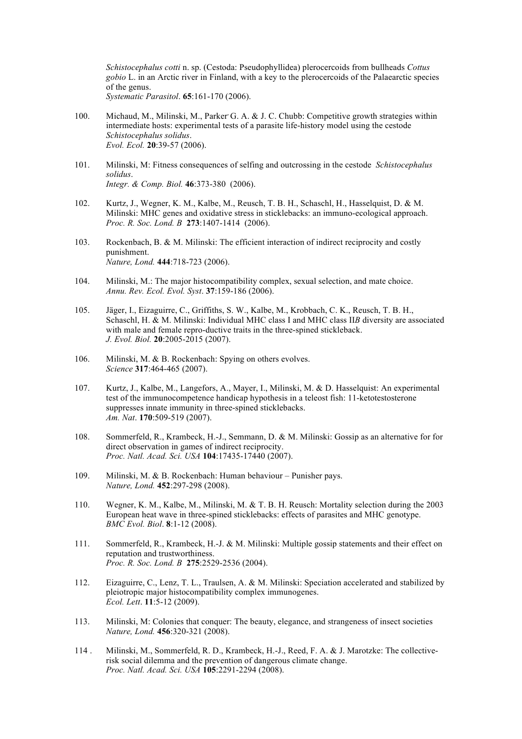*Schistocephalus cotti* n. sp. (Cestoda: Pseudophyllidea) plerocercoids from bullheads *Cottus gobio* L. in an Arctic river in Finland, with a key to the plerocercoids of the Palaearctic species of the genus.
*Systematic Parasitol*. **65**:161-170 (2006).

100. Michaud, M., Milinski, M., Parker, G. A. & J. C. Chubb: Competitive growth strategies within intermediate hosts: experimental tests of a parasite life-history model using the cestode *Schistocephalus solidus*.
*Evol. Ecol.* **20**:39-57 (2006).

101. Milinski, M: Fitness consequences of selfing and outcrossing in the cestode *Schistocephalus solidus*.
*Integr. & Comp. Biol.* **46**:373-380 (2006).

102. Kurtz, J., Wegner, K. M., Kalbe, M., Reusch, T. B. H., Schaschl, H., Hasselquist, D. & M. Milinski: MHC genes and oxidative stress in sticklebacks: an immuno-ecological approach.
*Proc. R. Soc. Lond. B* **273**:1407-1414 (2006).

103. Rockenbach, B. & M. Milinski: The efficient interaction of indirect reciprocity and costly punishment.
*Nature, Lond.* **444**:718-723 (2006).

104. Milinski, M.: The major histocompatibility complex, sexual selection, and mate choice.
*Annu. Rev. Ecol. Evol. Syst*. **37**:159-186 (2006).

105. Jäger, I., Eizaguirre, C., Griffiths, S. W., Kalbe, M., Krobbach, C. K., Reusch, T. B. H., Schaschl, H. & M. Milinski: Individual MHC class I and MHC class II*B* diversity are associated with male and female repro-ductive traits in the three-spined stickleback.
*J. Evol. Biol.* **20**:2005-2015 (2007).

106. Milinski, M. & B. Rockenbach: Spying on others evolves.
*Science* **317**:464-465 (2007).

107. Kurtz, J., Kalbe, M., Langefors, A., Mayer, I., Milinski, M. & D. Hasselquist: An experimental test of the immunocompetence handicap hypothesis in a teleost fish: 11-ketotestosterone suppresses innate immunity in three-spined sticklebacks.
*Am. Nat*. **170**:509-519 (2007).

108. Sommerfeld, R., Krambeck, H.-J., Semmann, D. & M. Milinski: Gossip as an alternative for for direct observation in games of indirect reciprocity.
*Proc. Natl. Acad. Sci. USA* **104**:17435-17440 (2007).

109. Milinski, M. & B. Rockenbach: Human behaviour – Punisher pays.
*Nature, Lond.* **452**:297-298 (2008).

110. Wegner, K. M., Kalbe, M., Milinski, M. & T. B. H. Reusch: Mortality selection during the 2003 European heat wave in three-spined sticklebacks: effects of parasites and MHC genotype.
*BMC Evol. Biol*. **8**:1-12 (2008).

111. Sommerfeld, R., Krambeck, H.-J. & M. Milinski: Multiple gossip statements and their effect on reputation and trustworthiness.
*Proc. R. Soc. Lond. B* **275**:2529-2536 (2004).

112. Eizaguirre, C., Lenz, T. L., Traulsen, A. & M. Milinski: Speciation accelerated and stabilized by pleiotropic major histocompatibility complex immunogenes.
*Ecol. Lett*. **11**:5-12 (2009).

113. Milinski, M: Colonies that conquer: The beauty, elegance, and strangeness of insect societies
*Nature, Lond.* **456**:320-321 (2008).

114 . Milinski, M., Sommerfeld, R. D., Krambeck, H.-J., Reed, F. A. & J. Marotzke: The collective-risk social dilemma and the prevention of dangerous climate change.
*Proc. Natl. Acad. Sci. USA* **105**:2291-2294 (2008).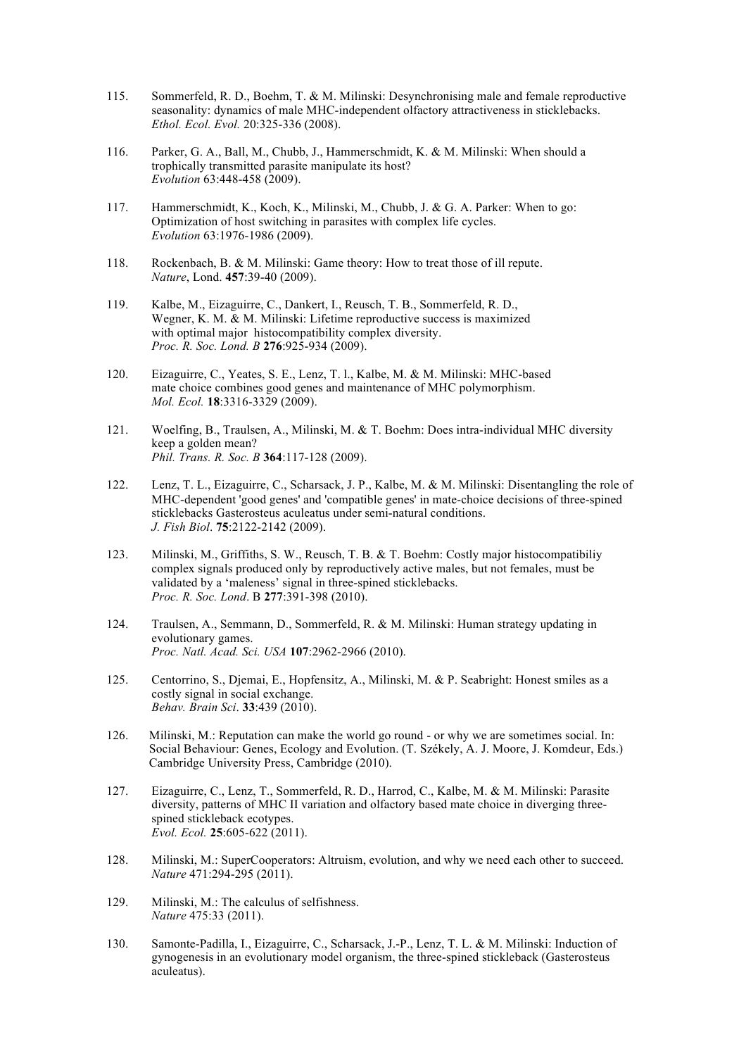115. Sommerfeld, R. D., Boehm, T. & M. Milinski: Desynchronising male and female reproductive seasonality: dynamics of male MHC-independent olfactory attractiveness in sticklebacks. *Ethol. Ecol. Evol.* 20:325-336 (2008).

116. Parker, G. A., Ball, M., Chubb, J., Hammerschmidt, K. & M. Milinski: When should a trophically transmitted parasite manipulate its host? *Evolution* 63:448-458 (2009).

117. Hammerschmidt, K., Koch, K., Milinski, M., Chubb, J. & G. A. Parker: When to go: Optimization of host switching in parasites with complex life cycles. *Evolution* 63:1976-1986 (2009).

118. Rockenbach, B. & M. Milinski: Game theory: How to treat those of ill repute. *Nature*, Lond. **457**:39-40 (2009).

119. Kalbe, M., Eizaguirre, C., Dankert, I., Reusch, T. B., Sommerfeld, R. D., Wegner, K. M. & M. Milinski: Lifetime reproductive success is maximized with optimal major histocompatibility complex diversity. *Proc. R. Soc. Lond. B* **276**:925-934 (2009).

120. Eizaguirre, C., Yeates, S. E., Lenz, T. l., Kalbe, M. & M. Milinski: MHC-based mate choice combines good genes and maintenance of MHC polymorphism. *Mol. Ecol.* **18**:3316-3329 (2009).

121. Woelfing, B., Traulsen, A., Milinski, M. & T. Boehm: Does intra-individual MHC diversity keep a golden mean? *Phil. Trans. R. Soc. B* **364**:117-128 (2009).

122. Lenz, T. L., Eizaguirre, C., Scharsack, J. P., Kalbe, M. & M. Milinski: Disentangling the role of MHC-dependent 'good genes' and 'compatible genes' in mate-choice decisions of three-spined sticklebacks Gasterosteus aculeatus under semi-natural conditions. *J. Fish Biol*. **75**:2122-2142 (2009).

123. Milinski, M., Griffiths, S. W., Reusch, T. B. & T. Boehm: Costly major histocompatibiliy complex signals produced only by reproductively active males, but not females, must be validated by a 'maleness' signal in three-spined sticklebacks. *Proc. R. Soc. Lond*. B **277**:391-398 (2010).

124. Traulsen, A., Semmann, D., Sommerfeld, R. & M. Milinski: Human strategy updating in evolutionary games. *Proc. Natl. Acad. Sci. USA* **107**:2962-2966 (2010).

125. Centorrino, S., Djemai, E., Hopfensitz, A., Milinski, M. & P. Seabright: Honest smiles as a costly signal in social exchange. *Behav. Brain Sci*. **33**:439 (2010).

126. Milinski, M.: Reputation can make the world go round - or why we are sometimes social. In: Social Behaviour: Genes, Ecology and Evolution. (T. Székely, A. J. Moore, J. Komdeur, Eds.) Cambridge University Press, Cambridge (2010).

127. Eizaguirre, C., Lenz, T., Sommerfeld, R. D., Harrod, C., Kalbe, M. & M. Milinski: Parasite diversity, patterns of MHC II variation and olfactory based mate choice in diverging three-spined stickleback ecotypes. *Evol. Ecol.* **25**:605-622 (2011).

128. Milinski, M.: SuperCooperators: Altruism, evolution, and why we need each other to succeed. *Nature* 471:294-295 (2011).

129. Milinski, M.: The calculus of selfishness. *Nature* 475:33 (2011).

130. Samonte-Padilla, I., Eizaguirre, C., Scharsack, J.-P., Lenz, T. L. & M. Milinski: Induction of gynogenesis in an evolutionary model organism, the three-spined stickleback (Gasterosteus aculeatus).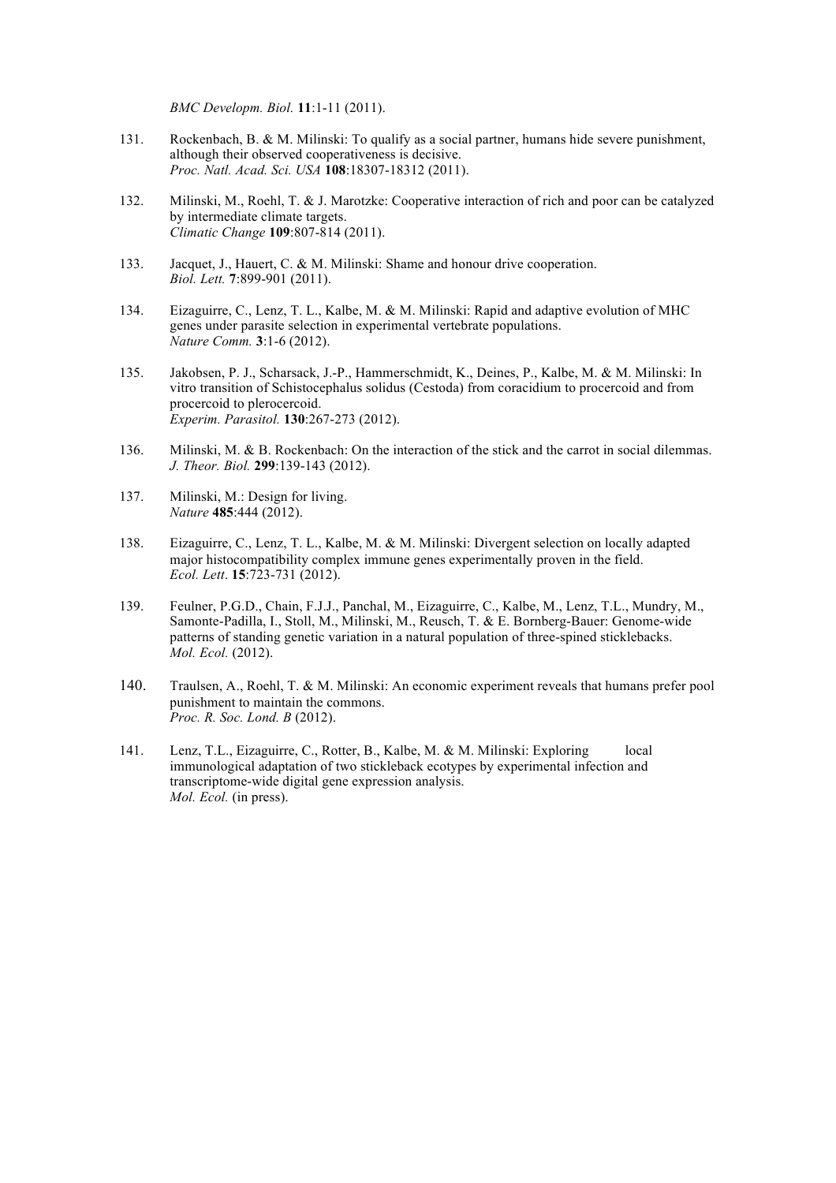*BMC Developm. Biol.* **11**:1-11 (2011).

131. Rockenbach, B. & M. Milinski: To qualify as a social partner, humans hide severe punishment, although their observed cooperativeness is decisive.
*Proc. Natl. Acad. Sci. USA* **108**:18307-18312 (2011).

132. Milinski, M., Roehl, T. & J. Marotzke: Cooperative interaction of rich and poor can be catalyzed by intermediate climate targets.
*Climatic Change* **109**:807-814 (2011).

133. Jacquet, J., Hauert, C. & M. Milinski: Shame and honour drive cooperation.
*Biol. Lett.* **7**:899-901 (2011).

134. Eizaguirre, C., Lenz, T. L., Kalbe, M. & M. Milinski: Rapid and adaptive evolution of MHC genes under parasite selection in experimental vertebrate populations.
*Nature Comm.* **3**:1-6 (2012).

135. Jakobsen, P. J., Scharsack, J.-P., Hammerschmidt, K., Deines, P., Kalbe, M. & M. Milinski: In vitro transition of Schistocephalus solidus (Cestoda) from coracidium to procercoid and from procercoid to plerocercoid.
*Experim. Parasitol.* **130**:267-273 (2012).

136. Milinski, M. & B. Rockenbach: On the interaction of the stick and the carrot in social dilemmas.
*J. Theor. Biol.* **299**:139-143 (2012).

137. Milinski, M.: Design for living.
*Nature* **485**:444 (2012).

138. Eizaguirre, C., Lenz, T. L., Kalbe, M. & M. Milinski: Divergent selection on locally adapted major histocompatibility complex immune genes experimentally proven in the field.
*Ecol. Lett*. **15**:723-731 (2012).

139. Feulner, P.G.D., Chain, F.J.J., Panchal, M., Eizaguirre, C., Kalbe, M., Lenz, T.L., Mundry, M., Samonte-Padilla, I., Stoll, M., Milinski, M., Reusch, T. & E. Bornberg-Bauer: Genome-wide patterns of standing genetic variation in a natural population of three-spined sticklebacks.
*Mol. Ecol.* (2012).

140. Traulsen, A., Roehl, T. & M. Milinski: An economic experiment reveals that humans prefer pool punishment to maintain the commons.
*Proc. R. Soc. Lond. B* (2012).

141. Lenz, T.L., Eizaguirre, C., Rotter, B., Kalbe, M. & M. Milinski: Exploring local immunological adaptation of two stickleback ecotypes by experimental infection and transcriptome-wide digital gene expression analysis.
*Mol. Ecol.* (in press).